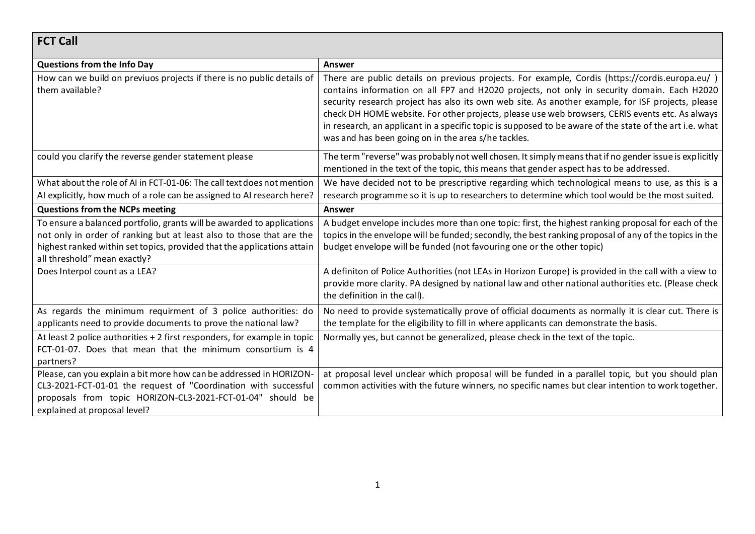| **FCT Call** | |
|---|---|
| **Questions from the Info Day** | **Answer** |
| How can we build on previuos projects if there is no public details of them available? | There are public details on previous projects. For example, Cordis (https://cordis.europa.eu/ ) contains information on all FP7 and H2020 projects, not only in security domain. Each H2020 security research project has also its own web site. As another example, for ISF projects, please check DH HOME website. For other projects, please use web browsers, CERIS events etc. As always in research, an applicant in a specific topic is supposed to be aware of the state of the art i.e. what was and has been going on in the area s/he tackles. |
| could you clarify the reverse gender statement please | The term "reverse" was probably not well chosen. It simply means that if no gender issue is explicitly mentioned in the text of the topic, this means that gender aspect has to be addressed. |
| What about the role of AI in FCT-01-06: The call text does not mention AI explicitly, how much of a role can be assigned to AI research here? | We have decided not to be prescriptive regarding which technological means to use, as this is a research programme so it is up to researchers to determine which tool would be the most suited. |
| **Questions from the NCPs meeting** | **Answer** |
| To ensure a balanced portfolio, grants will be awarded to applications not only in order of ranking but at least also to those that are the highest ranked within set topics, provided that the applications attain all threshold" mean exactly? | A budget envelope includes more than one topic: first, the highest ranking proposal for each of the topics in the envelope will be funded; secondly, the best ranking proposal of any of the topics in the budget envelope will be funded (not favouring one or the other topic) |
| Does Interpol count as a LEA? | A definiton of Police Authorities (not LEAs in Horizon Europe) is provided in the call with a view to provide more clarity. PA designed by national law and other national authorities etc. (Please check the definition in the call). |
| As regards the minimum requirment of 3 police authorities: do applicants need to provide documents to prove the national law? | No need to provide systematically prove of official documents as normally it is clear cut. There is the template for the eligibility to fill in where applicants can demonstrate the basis. |
| At least 2 police authorities + 2 first responders, for example in topic FCT-01-07. Does that mean that the minimum consortium is 4 partners? | Normally yes, but cannot be generalized, please check in the text of the topic. |
| Please, can you explain a bit more how can be addressed in HORIZON-CL3-2021-FCT-01-01 the request of "Coordination with successful proposals from topic HORIZON-CL3-2021-FCT-01-04" should be explained at proposal level? | at proposal level unclear which proposal will be funded in a parallel topic, but you should plan common activities with the future winners, no specific names but clear intention to work together. |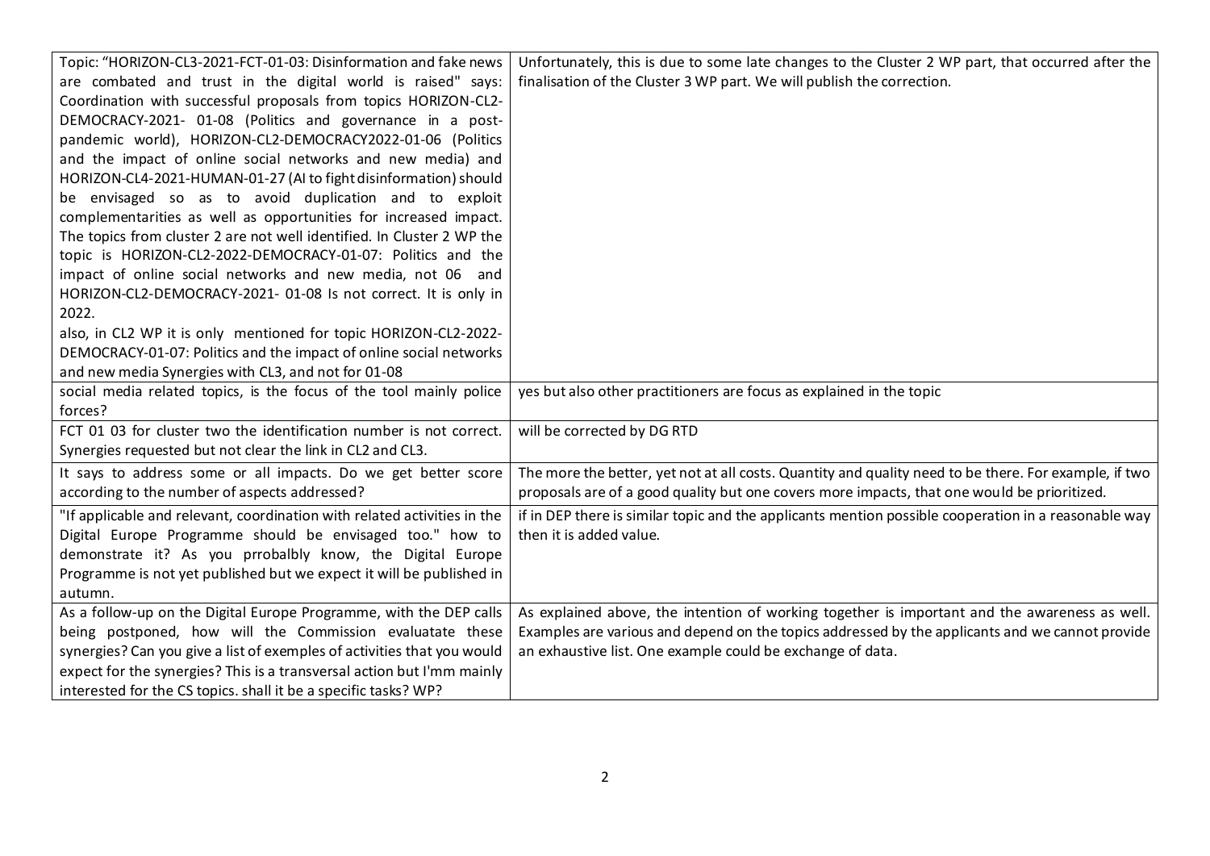| | |
|---|---|
| Topic: "HORIZON-CL3-2021-FCT-01-03: Disinformation and fake news are combated and trust in the digital world is raised" says: Coordination with successful proposals from topics HORIZON-CL2-DEMOCRACY-2021- 01-08 (Politics and governance in a post-pandemic world), HORIZON-CL2-DEMOCRACY2022-01-06 (Politics and the impact of online social networks and new media) and HORIZON-CL4-2021-HUMAN-01-27 (AI to fight disinformation) should be envisaged so as to avoid duplication and to exploit complementarities as well as opportunities for increased impact. The topics from cluster 2 are not well identified. In Cluster 2 WP the topic is HORIZON-CL2-2022-DEMOCRACY-01-07: Politics and the impact of online social networks and new media, not 06 and HORIZON-CL2-DEMOCRACY-2021- 01-08 Is not correct. It is only in 2022.<br>also, in CL2 WP it is only mentioned for topic HORIZON-CL2-2022-DEMOCRACY-01-07: Politics and the impact of online social networks and new media Synergies with CL3, and not for 01-08 | Unfortunately, this is due to some late changes to the Cluster 2 WP part, that occurred after the finalisation of the Cluster 3 WP part. We will publish the correction. |
| social media related topics, is the focus of the tool mainly police forces? | yes but also other practitioners are focus as explained in the topic |
| FCT 01 03 for cluster two the identification number is not correct. Synergies requested but not clear the link in CL2 and CL3. | will be corrected by DG RTD |
| It says to address some or all impacts. Do we get better score according to the number of aspects addressed? | The more the better, yet not at all costs. Quantity and quality need to be there. For example, if two proposals are of a good quality but one covers more impacts, that one would be prioritized. |
| "If applicable and relevant, coordination with related activities in the Digital Europe Programme should be envisaged too." how to demonstrate it? As you prrobalbly know, the Digital Europe Programme is not yet published but we expect it will be published in autumn. | if in DEP there is similar topic and the applicants mention possible cooperation in a reasonable way then it is added value. |
| As a follow-up on the Digital Europe Programme, with the DEP calls being postponed, how will the Commission evaluatate these synergies? Can you give a list of exemples of activities that you would expect for the synergies? This is a transversal action but I'mm mainly interested for the CS topics. shall it be a specific tasks? WP? | As explained above, the intention of working together is important and the awareness as well. Examples are various and depend on the topics addressed by the applicants and we cannot provide an exhaustive list. One example could be exchange of data. |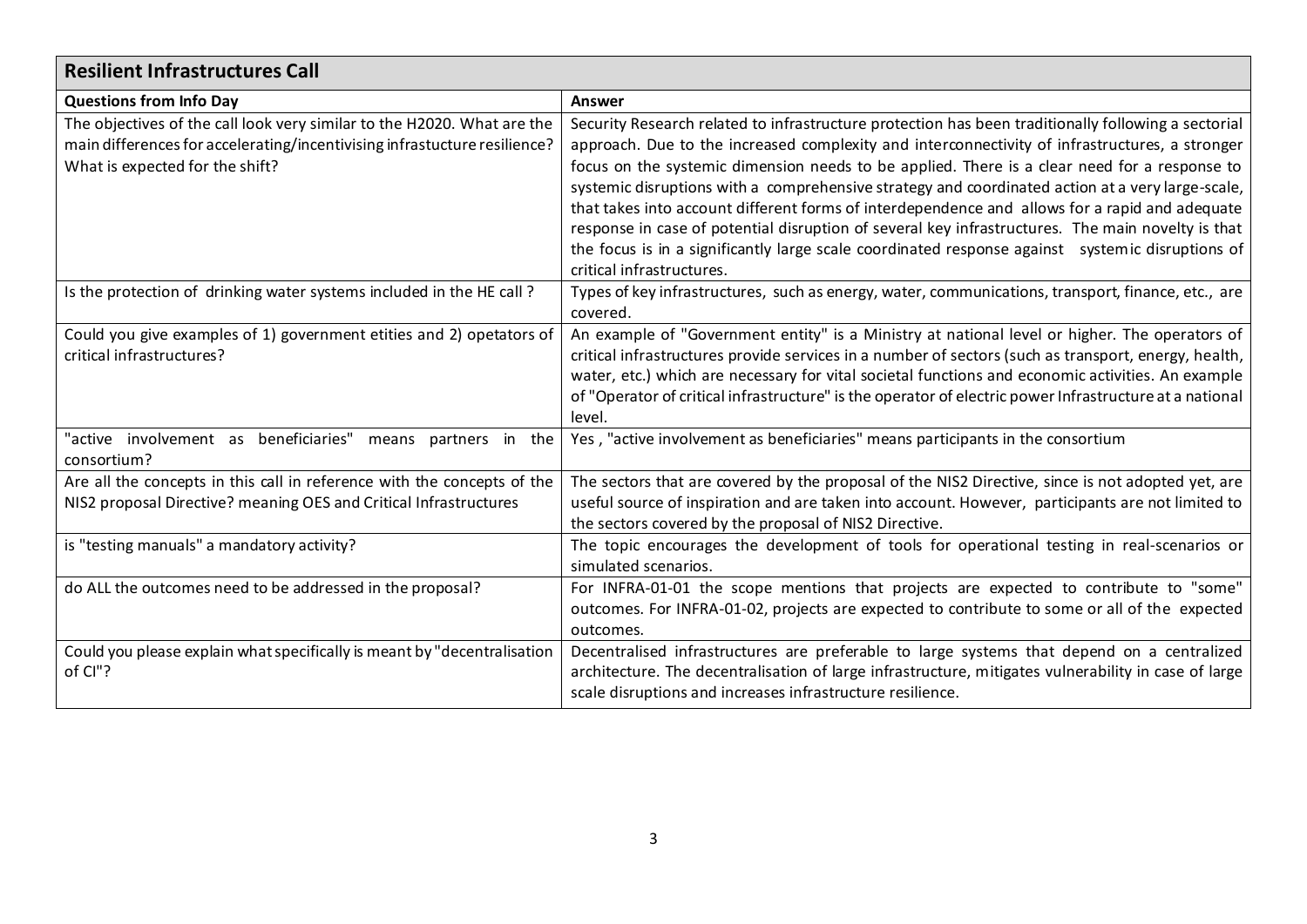| Resilient Infrastructures Call | |
|---|---|
| **Questions from Info Day** | **Answer** |
| The objectives of the call look very similar to the H2020. What are the main differences for accelerating/incentivising infrastucture resilience? What is expected for the shift? | Security Research related to infrastructure protection has been traditionally following a sectorial approach. Due to the increased complexity and interconnectivity of infrastructures, a stronger focus on the systemic dimension needs to be applied. There is a clear need for a response to systemic disruptions with a comprehensive strategy and coordinated action at a very large-scale, that takes into account different forms of interdependence and allows for a rapid and adequate response in case of potential disruption of several key infrastructures. The main novelty is that the focus is in a significantly large scale coordinated response against systemic disruptions of critical infrastructures. |
| Is the protection of drinking water systems included in the HE call ? | Types of key infrastructures, such as energy, water, communications, transport, finance, etc., are covered. |
| Could you give examples of 1) government etities and 2) opetators of critical infrastructures? | An example of "Government entity" is a Ministry at national level or higher. The operators of critical infrastructures provide services in a number of sectors (such as transport, energy, health, water, etc.) which are necessary for vital societal functions and economic activities. An example of "Operator of critical infrastructure" is the operator of electric power Infrastructure at a national level. |
| "active involvement as beneficiaries" means partners in the consortium? | Yes , "active involvement as beneficiaries" means participants in the consortium |
| Are all the concepts in this call in reference with the concepts of the NIS2 proposal Directive? meaning OES and Critical Infrastructures | The sectors that are covered by the proposal of the NIS2 Directive, since is not adopted yet, are useful source of inspiration and are taken into account. However, participants are not limited to the sectors covered by the proposal of NIS2 Directive. |
| is "testing manuals" a mandatory activity? | The topic encourages the development of tools for operational testing in real-scenarios or simulated scenarios. |
| do ALL the outcomes need to be addressed in the proposal? | For INFRA-01-01 the scope mentions that projects are expected to contribute to "some" outcomes. For INFRA-01-02, projects are expected to contribute to some or all of the expected outcomes. |
| Could you please explain what specifically is meant by "decentralisation of CI"? | Decentralised infrastructures are preferable to large systems that depend on a centralized architecture. The decentralisation of large infrastructure, mitigates vulnerability in case of large scale disruptions and increases infrastructure resilience. |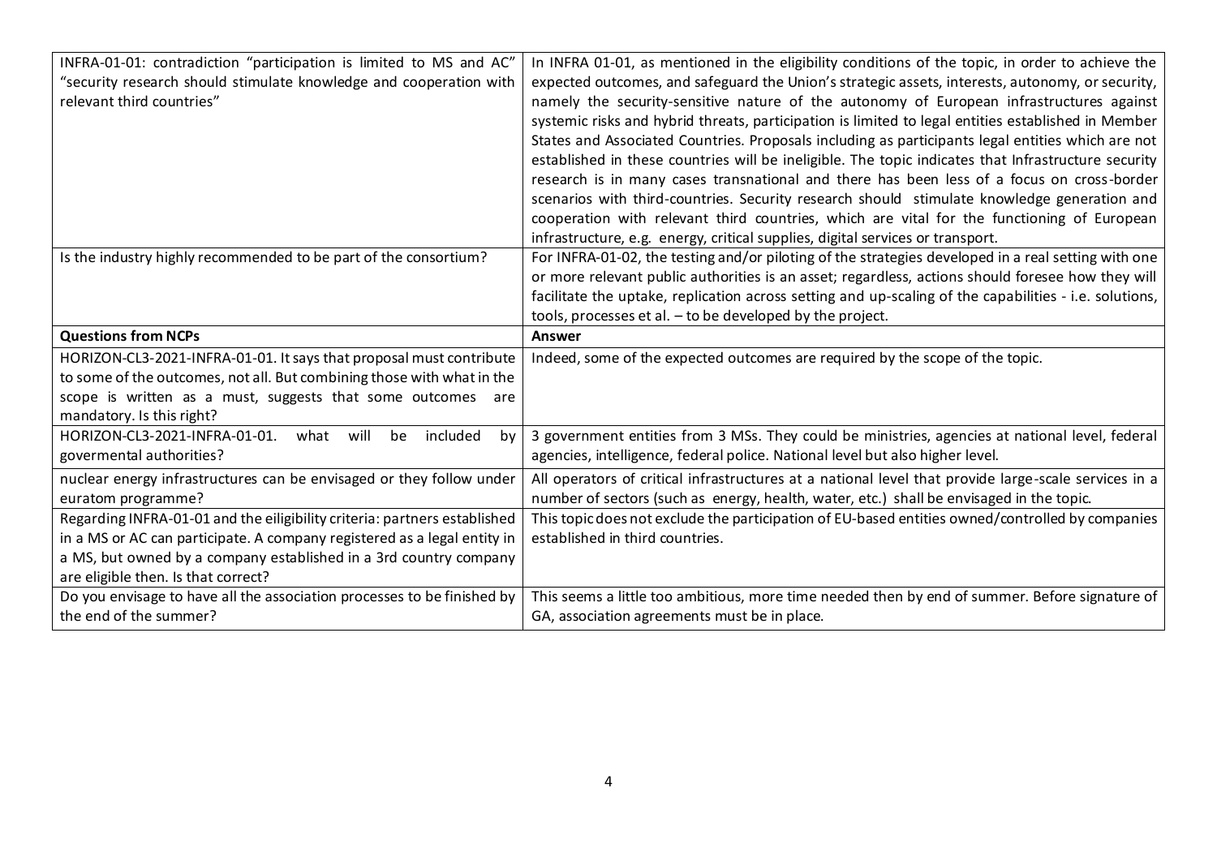| | |
|---|---|
| INFRA-01-01: contradiction "participation is limited to MS and AC" "security research should stimulate knowledge and cooperation with relevant third countries" | In INFRA 01-01, as mentioned in the eligibility conditions of the topic, in order to achieve the expected outcomes, and safeguard the Union's strategic assets, interests, autonomy, or security, namely the security-sensitive nature of the autonomy of European infrastructures against systemic risks and hybrid threats, participation is limited to legal entities established in Member States and Associated Countries. Proposals including as participants legal entities which are not established in these countries will be ineligible. The topic indicates that Infrastructure security research is in many cases transnational and there has been less of a focus on cross-border scenarios with third-countries. Security research should stimulate knowledge generation and cooperation with relevant third countries, which are vital for the functioning of European infrastructure, e.g. energy, critical supplies, digital services or transport. |
| Is the industry highly recommended to be part of the consortium? | For INFRA-01-02, the testing and/or piloting of the strategies developed in a real setting with one or more relevant public authorities is an asset; regardless, actions should foresee how they will facilitate the uptake, replication across setting and up-scaling of the capabilities - i.e. solutions, tools, processes et al. – to be developed by the project. |
| **Questions from NCPs** | **Answer** |
| HORIZON-CL3-2021-INFRA-01-01. It says that proposal must contribute to some of the outcomes, not all. But combining those with what in the scope is written as a must, suggests that some outcomes are mandatory. Is this right? | Indeed, some of the expected outcomes are required by the scope of the topic. |
| HORIZON-CL3-2021-INFRA-01-01. what will be included by govermental authorities? | 3 government entities from 3 MSs. They could be ministries, agencies at national level, federal agencies, intelligence, federal police. National level but also higher level. |
| nuclear energy infrastructures can be envisaged or they follow under euratom programme? | All operators of critical infrastructures at a national level that provide large-scale services in a number of sectors (such as energy, health, water, etc.) shall be envisaged in the topic. |
| Regarding INFRA-01-01 and the eiligibility criteria: partners established in a MS or AC can participate. A company registered as a legal entity in a MS, but owned by a company established in a 3rd country company are eligible then. Is that correct? | This topic does not exclude the participation of EU-based entities owned/controlled by companies established in third countries. |
| Do you envisage to have all the association processes to be finished by the end of the summer? | This seems a little too ambitious, more time needed then by end of summer. Before signature of GA, association agreements must be in place. |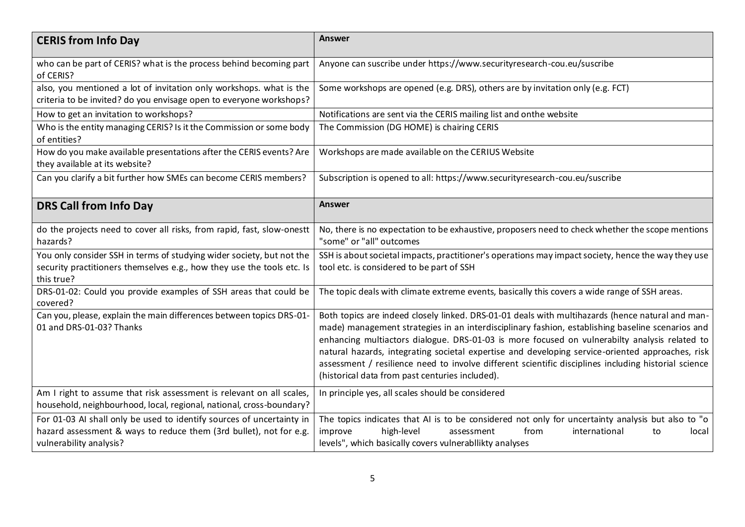| CERIS from Info Day | Answer |
|---|---|
| who can be part of CERIS? what is the process behind becoming part of CERIS? | Anyone can suscribe under https://www.securityresearch-cou.eu/suscribe |
| also, you mentioned a lot of invitation only workshops. what is the criteria to be invited? do you envisage open to everyone workshops? | Some workshops are opened (e.g. DRS), others are by invitation only (e.g. FCT) |
| How to get an invitation to workshops? | Notifications are sent via the CERIS mailing list and onthe website |
| Who is the entity managing CERIS? Is it the Commission or some body of entities? | The Commission (DG HOME) is chairing CERIS |
| How do you make available presentations after the CERIS events? Are they available at its website? | Workshops are made available on the CERIUS Website |
| Can you clarify a bit further how SMEs can become CERIS members? | Subscription is opened to all: https://www.securityresearch-cou.eu/suscribe |

| DRS Call from Info Day | Answer |
|---|---|
| do the projects need to cover all risks, from rapid, fast, slow-onestt hazards? | No, there is no expectation to be exhaustive, proposers need to check whether the scope mentions "some" or "all" outcomes |
| You only consider SSH in terms of studying wider society, but not the security practitioners themselves e.g., how they use the tools etc. Is this true? | SSH is about societal impacts, practitioner's operations may impact society, hence the way they use tool etc. is considered to be part of SSH |
| DRS-01-02: Could you provide examples of SSH areas that could be covered? | The topic deals with climate extreme events, basically this covers a wide range of SSH areas. |
| Can you, please, explain the main differences between topics DRS-01-01 and DRS-01-03? Thanks | Both topics are indeed closely linked. DRS-01-01 deals with multihazards (hence natural and man-made) management strategies in an interdisciplinary fashion, establishing baseline scenarios and enhancing multiactors dialogue. DRS-01-03 is more focused on vulnerabilty analysis related to natural hazards, integrating societal expertise and developing service-oriented approaches, risk assessment / resilience need to involve different scientific disciplines including historial science (historical data from past centuries included). |
| Am I right to assume that risk assessment is relevant on all scales, household, neighbourhood, local, regional, national, cross-boundary? | In principle yes, all scales should be considered |
| For 01-03 AI shall only be used to identify sources of uncertainty in hazard assessment & ways to reduce them (3rd bullet), not for e.g. vulnerability analysis? | The topics indicates that AI is to be considered not only for uncertainty analysis but also to "o improve high-level assessment from international to local levels", which basically covers vulnerabllikty analyses |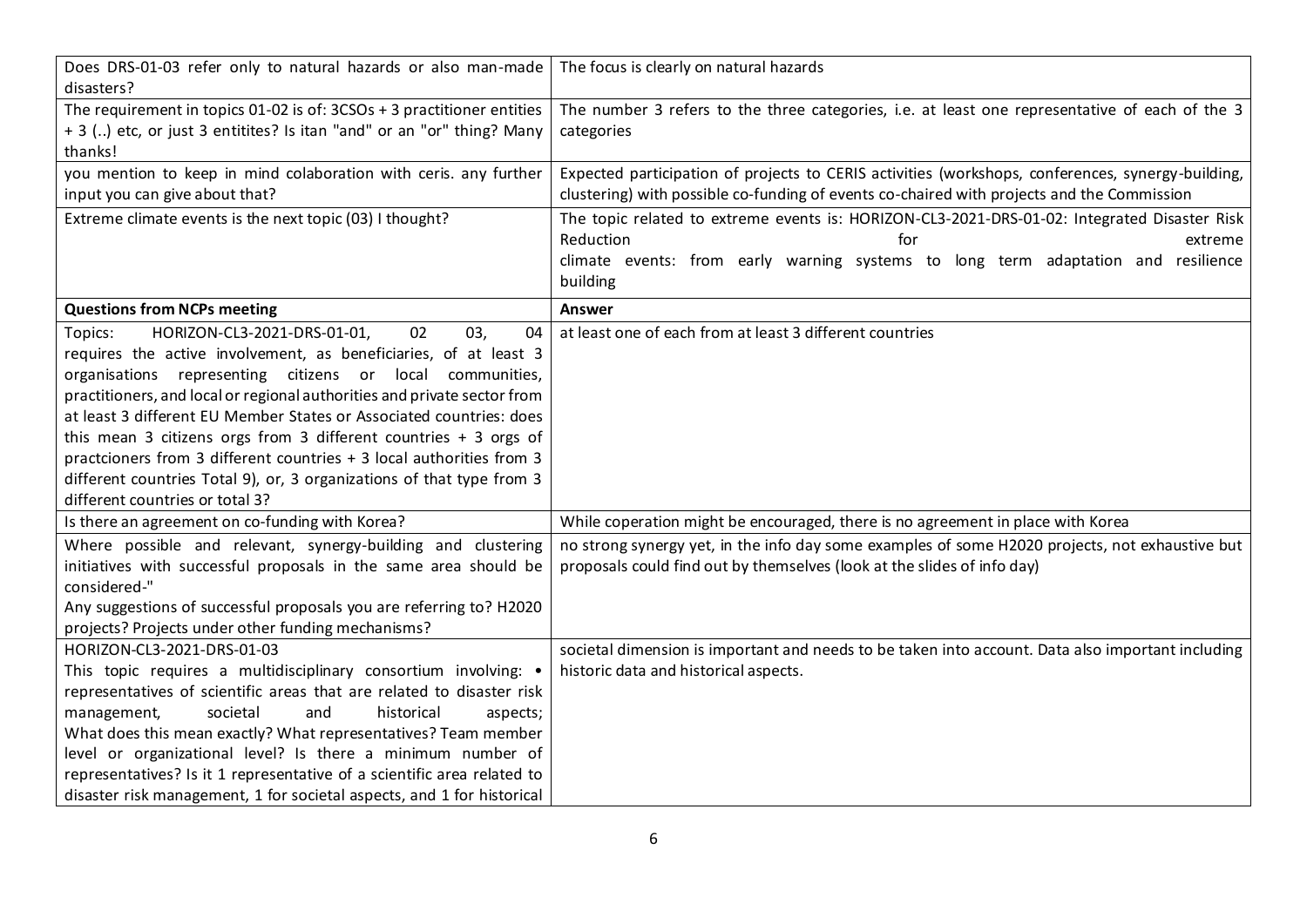| | |
|---|---|
| Does DRS-01-03 refer only to natural hazards or also man-made disasters? | The focus is clearly on natural hazards |
| The requirement in topics 01-02 is of: 3CSOs + 3 practitioner entities + 3 (..) etc, or just 3 entitites? Is itan "and" or an "or" thing? Many thanks! | The number 3 refers to the three categories, i.e. at least one representative of each of the 3 categories |
| you mention to keep in mind colaboration with ceris. any further input you can give about that? | Expected participation of projects to CERIS activities (workshops, conferences, synergy-building, clustering) with possible co-funding of events co-chaired with projects and the Commission |
| Extreme climate events is the next topic (03) I thought? | The topic related to extreme events is: HORIZON-CL3-2021-DRS-01-02: Integrated Disaster Risk Reduction for extreme climate events: from early warning systems to long term adaptation and resilience building |
| **Questions from NCPs meeting** | **Answer** |
| Topics: HORIZON-CL3-2021-DRS-01-01, 02 03, 04 requires the active involvement, as beneficiaries, of at least 3 organisations representing citizens or local communities, practitioners, and local or regional authorities and private sector from at least 3 different EU Member States or Associated countries: does this mean 3 citizens orgs from 3 different countries + 3 orgs of practcioners from 3 different countries + 3 local authorities from 3 different countries Total 9), or, 3 organizations of that type from 3 different countries or total 3? | at least one of each from at least 3 different countries |
| Is there an agreement on co-funding with Korea? | While coperation might be encouraged, there is no agreement in place with Korea |
| Where possible and relevant, synergy-building and clustering initiatives with successful proposals in the same area should be considered-"<br>Any suggestions of successful proposals you are referring to? H2020 projects? Projects under other funding mechanisms? | no strong synergy yet, in the info day some examples of some H2020 projects, not exhaustive but proposals could find out by themselves (look at the slides of info day) |
| HORIZON-CL3-2021-DRS-01-03<br>This topic requires a multidisciplinary consortium involving: • representatives of scientific areas that are related to disaster risk management, societal and historical aspects;<br>What does this mean exactly? What representatives? Team member level or organizational level? Is there a minimum number of representatives? Is it 1 representative of a scientific area related to disaster risk management, 1 for societal aspects, and 1 for historical | societal dimension is important and needs to be taken into account. Data also important including historic data and historical aspects. |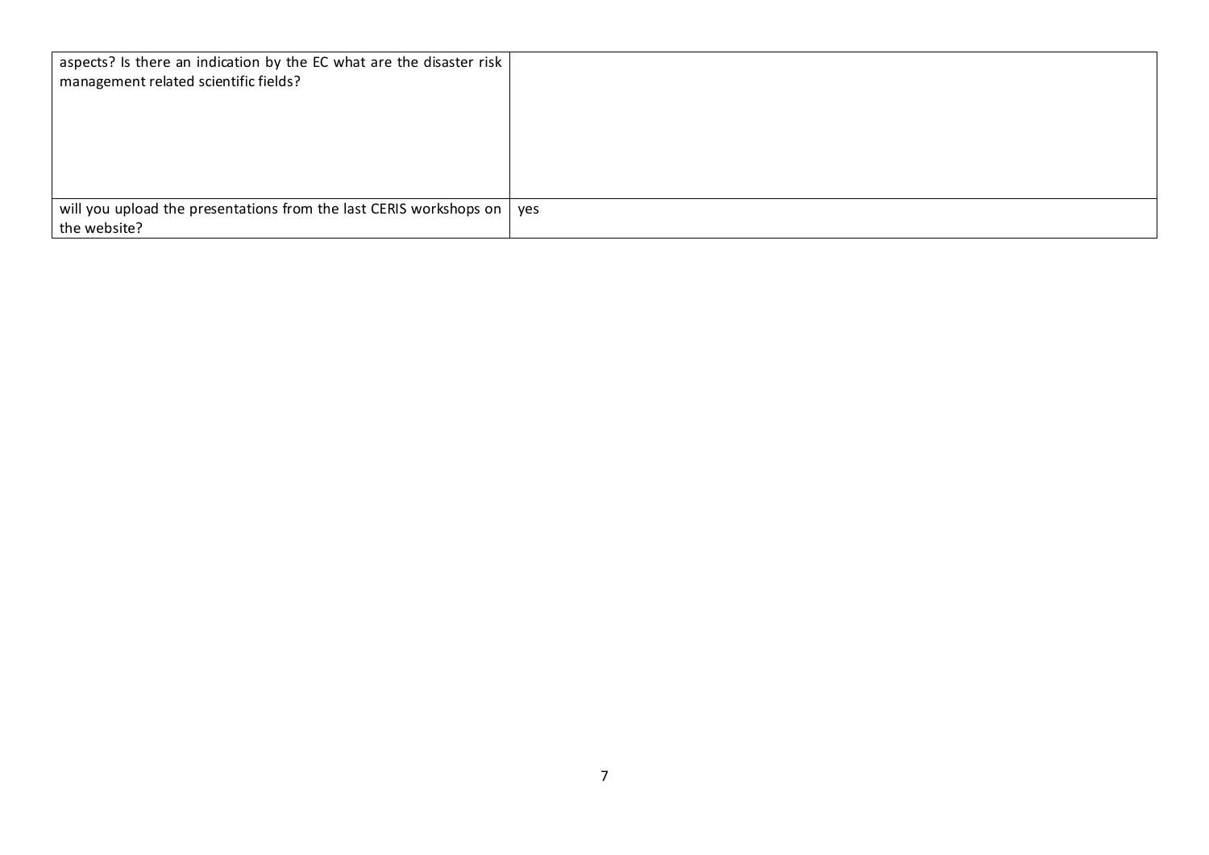| | |
|---|---|
| aspects? Is there an indication by the EC what are the disaster risk management related scientific fields? | |
| will you upload the presentations from the last CERIS workshops on the website? | yes |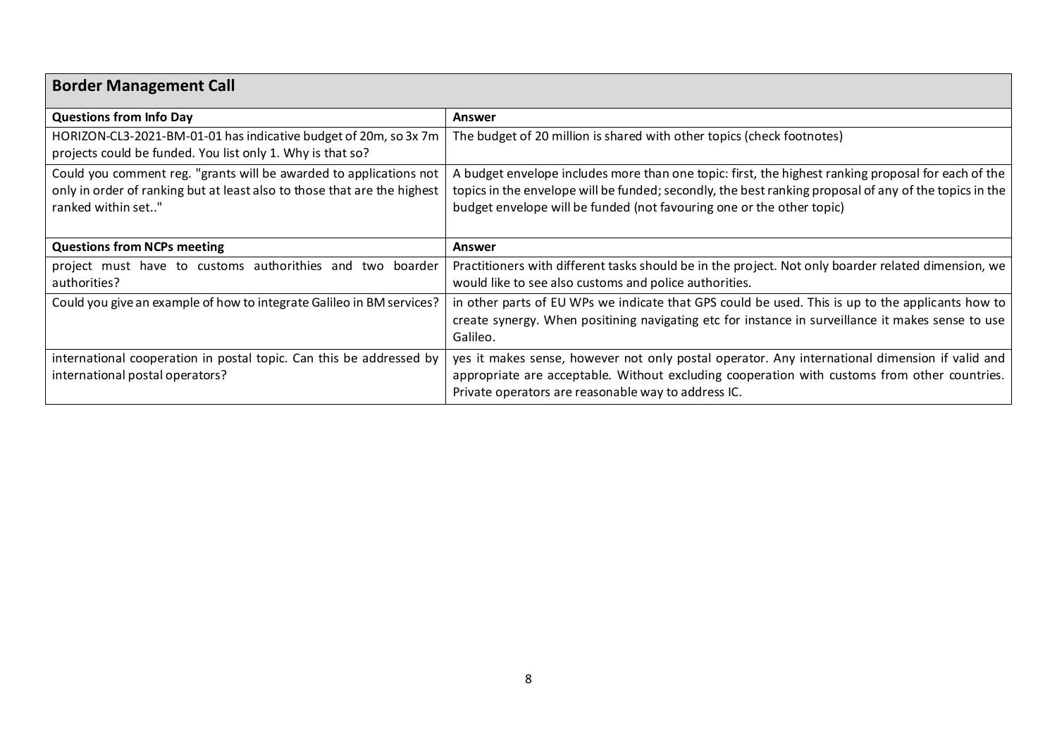| Border Management Call | |
|---|---|
| **Questions from Info Day** | **Answer** |
| HORIZON-CL3-2021-BM-01-01 has indicative budget of 20m, so 3x 7m projects could be funded. You list only 1. Why is that so? | The budget of 20 million is shared with other topics (check footnotes) |
| Could you comment reg. "grants will be awarded to applications not only in order of ranking but at least also to those that are the highest ranked within set.." | A budget envelope includes more than one topic: first, the highest ranking proposal for each of the topics in the envelope will be funded; secondly, the best ranking proposal of any of the topics in the budget envelope will be funded (not favouring one or the other topic) |
| **Questions from NCPs meeting** | **Answer** |
| project must have to customs authorithies and two boarder authorities? | Practitioners with different tasks should be in the project. Not only boarder related dimension, we would like to see also customs and police authorities. |
| Could you give an example of how to integrate Galileo in BM services? | in other parts of EU WPs we indicate that GPS could be used. This is up to the applicants how to create synergy. When positining navigating etc for instance in surveillance it makes sense to use Galileo. |
| international cooperation in postal topic. Can this be addressed by international postal operators? | yes it makes sense, however not only postal operator. Any international dimension if valid and appropriate are acceptable. Without excluding cooperation with customs from other countries. Private operators are reasonable way to address IC. |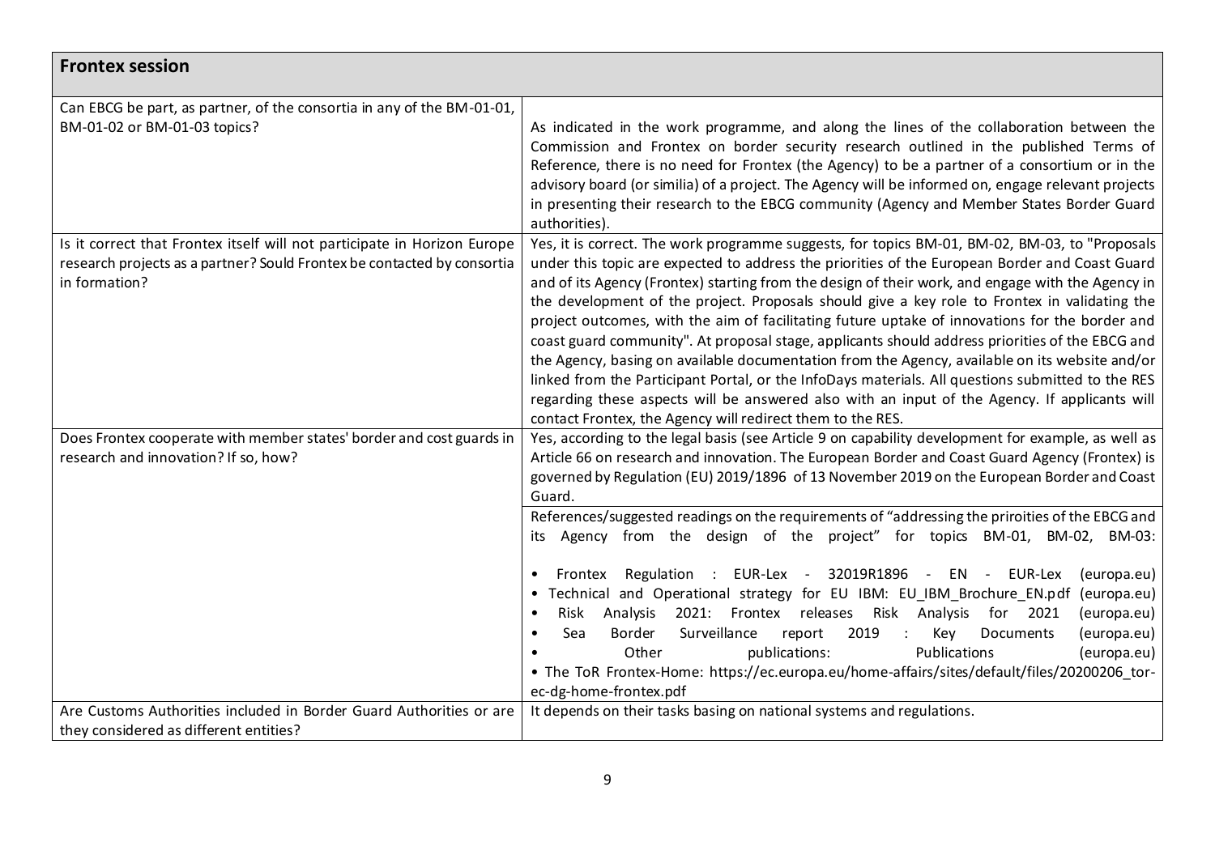| Frontex session | |
|---|---|
| Can EBCG be part, as partner, of the consortia in any of the BM-01-01, BM-01-02 or BM-01-03 topics? | As indicated in the work programme, and along the lines of the collaboration between the Commission and Frontex on border security research outlined in the published Terms of Reference, there is no need for Frontex (the Agency) to be a partner of a consortium or in the advisory board (or similia) of a project. The Agency will be informed on, engage relevant projects in presenting their research to the EBCG community (Agency and Member States Border Guard authorities). |
| Is it correct that Frontex itself will not participate in Horizon Europe research projects as a partner? Sould Frontex be contacted by consortia in formation? | Yes, it is correct. The work programme suggests, for topics BM-01, BM-02, BM-03, to "Proposals under this topic are expected to address the priorities of the European Border and Coast Guard and of its Agency (Frontex) starting from the design of their work, and engage with the Agency in the development of the project. Proposals should give a key role to Frontex in validating the project outcomes, with the aim of facilitating future uptake of innovations for the border and coast guard community". At proposal stage, applicants should address priorities of the EBCG and the Agency, basing on available documentation from the Agency, available on its website and/or linked from the Participant Portal, or the InfoDays materials. All questions submitted to the RES regarding these aspects will be answered also with an input of the Agency. If applicants will contact Frontex, the Agency will redirect them to the RES. |
| Does Frontex cooperate with member states' border and cost guards in research and innovation? If so, how? | Yes, according to the legal basis (see Article 9 on capability development for example, as well as Article 66 on research and innovation. The European Border and Coast Guard Agency (Frontex) is governed by Regulation (EU) 2019/1896 of 13 November 2019 on the European Border and Coast Guard. |
| | References/suggested readings on the requirements of "addressing the priroities of the EBCG and its Agency from the design of the project" for topics BM-01, BM-02, BM-03: <br><br> • Frontex Regulation : EUR-Lex - 32019R1896 - EN - EUR-Lex (europa.eu) <br> • Technical and Operational strategy for EU IBM: EU_IBM_Brochure_EN.pdf (europa.eu) <br> • Risk Analysis 2021: Frontex releases Risk Analysis for 2021 (europa.eu) <br> • Sea Border Surveillance report 2019 : Key Documents (europa.eu) <br> • Other publications: Publications (europa.eu) <br> • The ToR Frontex-Home: https://ec.europa.eu/home-affairs/sites/default/files/20200206_tor-ec-dg-home-frontex.pdf |
| Are Customs Authorities included in Border Guard Authorities or are they considered as different entities? | It depends on their tasks basing on national systems and regulations. |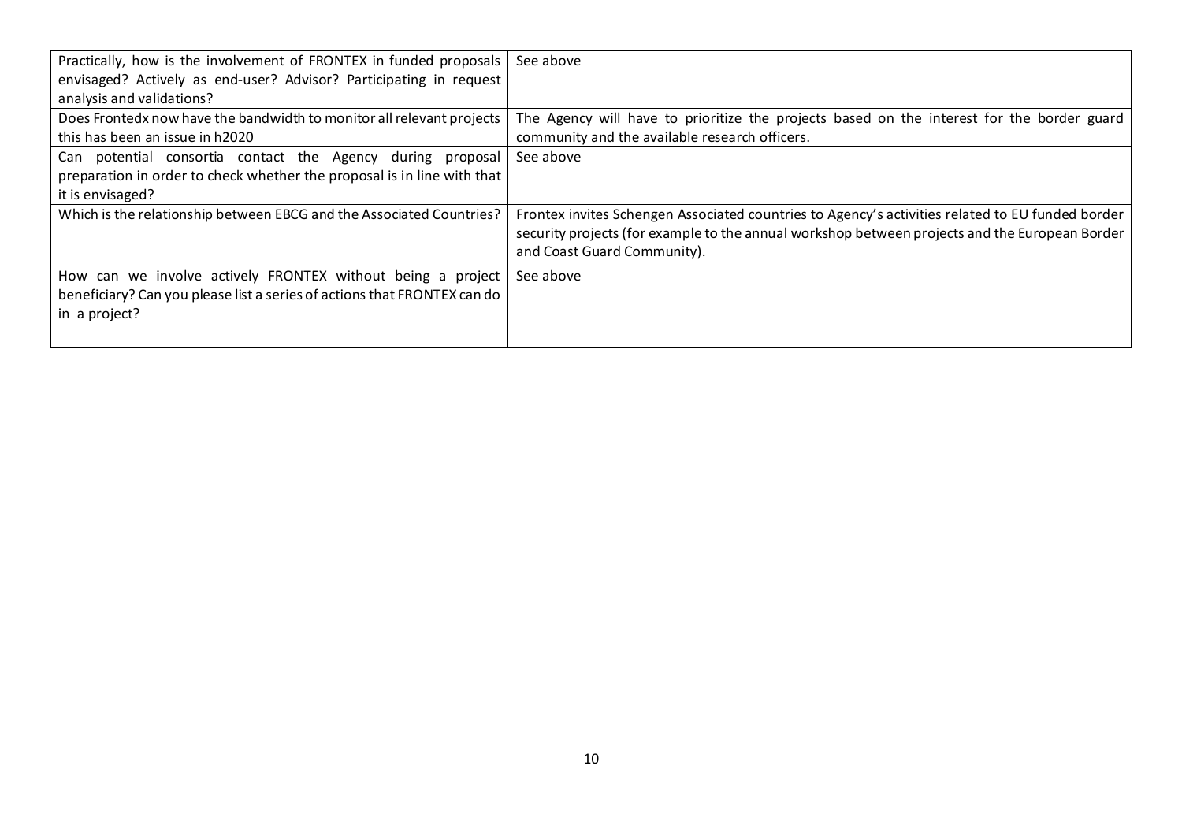| | |
|---|---|
| Practically, how is the involvement of FRONTEX in funded proposals envisaged? Actively as end-user? Advisor? Participating in request analysis and validations? | See above |
| Does Frontedx now have the bandwidth to monitor all relevant projects this has been an issue in h2020 | The Agency will have to prioritize the projects based on the interest for the border guard community and the available research officers. |
| Can potential consortia contact the Agency during proposal preparation in order to check whether the proposal is in line with that it is envisaged? | See above |
| Which is the relationship between EBCG and the Associated Countries? | Frontex invites Schengen Associated countries to Agency's activities related to EU funded border security projects (for example to the annual workshop between projects and the European Border and Coast Guard Community). |
| How can we involve actively FRONTEX without being a project beneficiary? Can you please list a series of actions that FRONTEX can do in a project? | See above |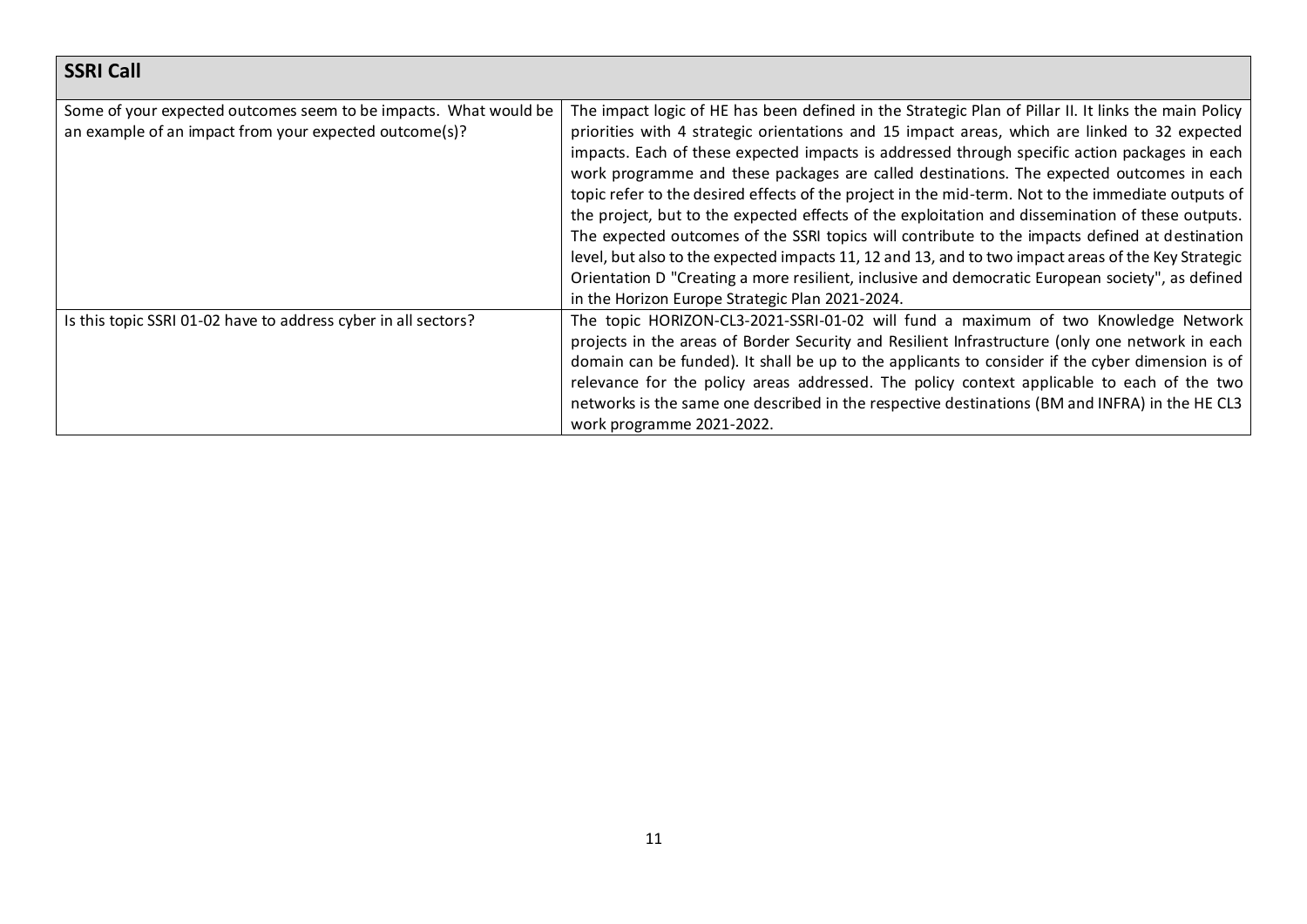| SSRI Call | |
|---|---|
| Some of your expected outcomes seem to be impacts. What would be an example of an impact from your expected outcome(s)? | The impact logic of HE has been defined in the Strategic Plan of Pillar II. It links the main Policy priorities with 4 strategic orientations and 15 impact areas, which are linked to 32 expected impacts. Each of these expected impacts is addressed through specific action packages in each work programme and these packages are called destinations. The expected outcomes in each topic refer to the desired effects of the project in the mid-term. Not to the immediate outputs of the project, but to the expected effects of the exploitation and dissemination of these outputs. The expected outcomes of the SSRI topics will contribute to the impacts defined at destination level, but also to the expected impacts 11, 12 and 13, and to two impact areas of the Key Strategic Orientation D "Creating a more resilient, inclusive and democratic European society", as defined in the Horizon Europe Strategic Plan 2021-2024. |
| Is this topic SSRI 01-02 have to address cyber in all sectors? | The topic HORIZON-CL3-2021-SSRI-01-02 will fund a maximum of two Knowledge Network projects in the areas of Border Security and Resilient Infrastructure (only one network in each domain can be funded). It shall be up to the applicants to consider if the cyber dimension is of relevance for the policy areas addressed. The policy context applicable to each of the two networks is the same one described in the respective destinations (BM and INFRA) in the HE CL3 work programme 2021-2022. |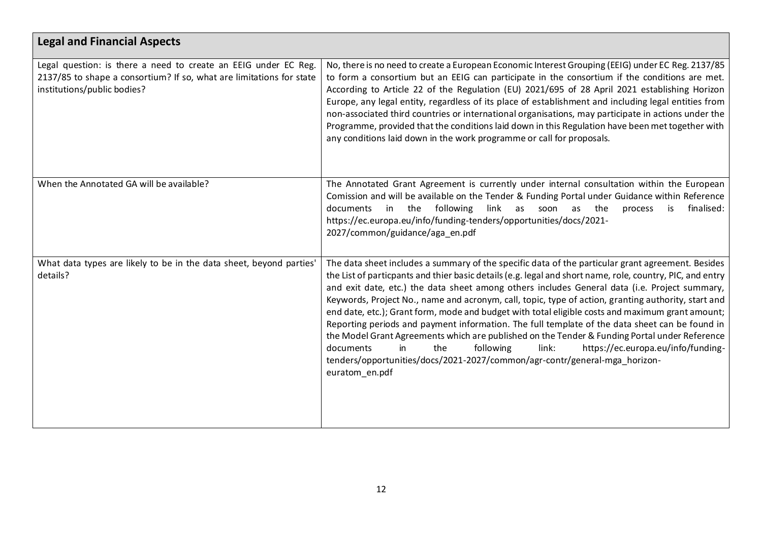| Legal and Financial Aspects | |
|---|---|
| Legal question: is there a need to create an EEIG under EC Reg. 2137/85 to shape a consortium? If so, what are limitations for state institutions/public bodies? | No, there is no need to create a European Economic Interest Grouping (EEIG) under EC Reg. 2137/85 to form a consortium but an EEIG can participate in the consortium if the conditions are met. According to Article 22 of the Regulation (EU) 2021/695 of 28 April 2021 establishing Horizon Europe, any legal entity, regardless of its place of establishment and including legal entities from non-associated third countries or international organisations, may participate in actions under the Programme, provided that the conditions laid down in this Regulation have been met together with any conditions laid down in the work programme or call for proposals. |
| When the Annotated GA will be available? | The Annotated Grant Agreement is currently under internal consultation within the European Comission and will be available on the Tender & Funding Portal under Guidance within Reference documents in the following link as soon as the process is finalised: https://ec.europa.eu/info/funding-tenders/opportunities/docs/2021-2027/common/guidance/aga_en.pdf |
| What data types are likely to be in the data sheet, beyond parties' details? | The data sheet includes a summary of the specific data of the particular grant agreement. Besides the List of particpants and thier basic details (e.g. legal and short name, role, country, PIC, and entry and exit date, etc.) the data sheet among others includes General data (i.e. Project summary, Keywords, Project No., name and acronym, call, topic, type of action, granting authority, start and end date, etc.); Grant form, mode and budget with total eligible costs and maximum grant amount; Reporting periods and payment information. The full template of the data sheet can be found in the Model Grant Agreements which are published on the Tender & Funding Portal under Reference documents in the following link: https://ec.europa.eu/info/funding-tenders/opportunities/docs/2021-2027/common/agr-contr/general-mga_horizon-euratom_en.pdf |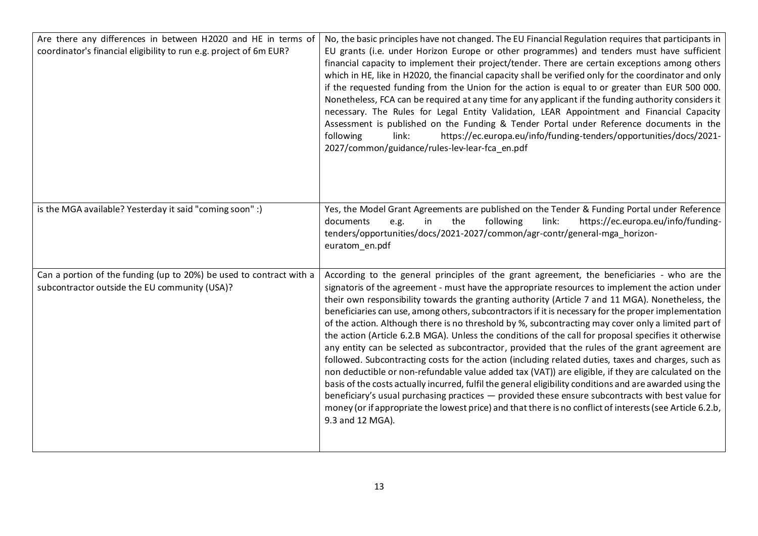| | |
|---|---|
| Are there any differences in between H2020 and HE in terms of coordinator's financial eligibility to run e.g. project of 6m EUR? | No, the basic principles have not changed. The EU Financial Regulation requires that participants in EU grants (i.e. under Horizon Europe or other programmes) and tenders must have sufficient financial capacity to implement their project/tender. There are certain exceptions among others which in HE, like in H2020, the financial capacity shall be verified only for the coordinator and only if the requested funding from the Union for the action is equal to or greater than EUR 500 000. Nonetheless, FCA can be required at any time for any applicant if the funding authority considers it necessary. The Rules for Legal Entity Validation, LEAR Appointment and Financial Capacity Assessment is published on the Funding & Tender Portal under Reference documents in the following link: https://ec.europa.eu/info/funding-tenders/opportunities/docs/2021-2027/common/guidance/rules-lev-lear-fca_en.pdf |
| is the MGA available? Yesterday it said "coming soon" :) | Yes, the Model Grant Agreements are published on the Tender & Funding Portal under Reference documents e.g. in the following link: https://ec.europa.eu/info/funding-tenders/opportunities/docs/2021-2027/common/agr-contr/general-mga_horizon-euratom_en.pdf |
| Can a portion of the funding (up to 20%) be used to contract with a subcontractor outside the EU community (USA)? | According to the general principles of the grant agreement, the beneficiaries - who are the signatoris of the agreement - must have the appropriate resources to implement the action under their own responsibility towards the granting authority (Article 7 and 11 MGA). Nonetheless, the beneficiaries can use, among others, subcontractors if it is necessary for the proper implementation of the action. Although there is no threshold by %, subcontracting may cover only a limited part of the action (Article 6.2.B MGA). Unless the conditions of the call for proposal specifies it otherwise any entity can be selected as subcontractor, provided that the rules of the grant agreement are followed. Subcontracting costs for the action (including related duties, taxes and charges, such as non deductible or non-refundable value added tax (VAT)) are eligible, if they are calculated on the basis of the costs actually incurred, fulfil the general eligibility conditions and are awarded using the beneficiary's usual purchasing practices — provided these ensure subcontracts with best value for money (or if appropriate the lowest price) and that there is no conflict of interests (see Article 6.2.b, 9.3 and 12 MGA). |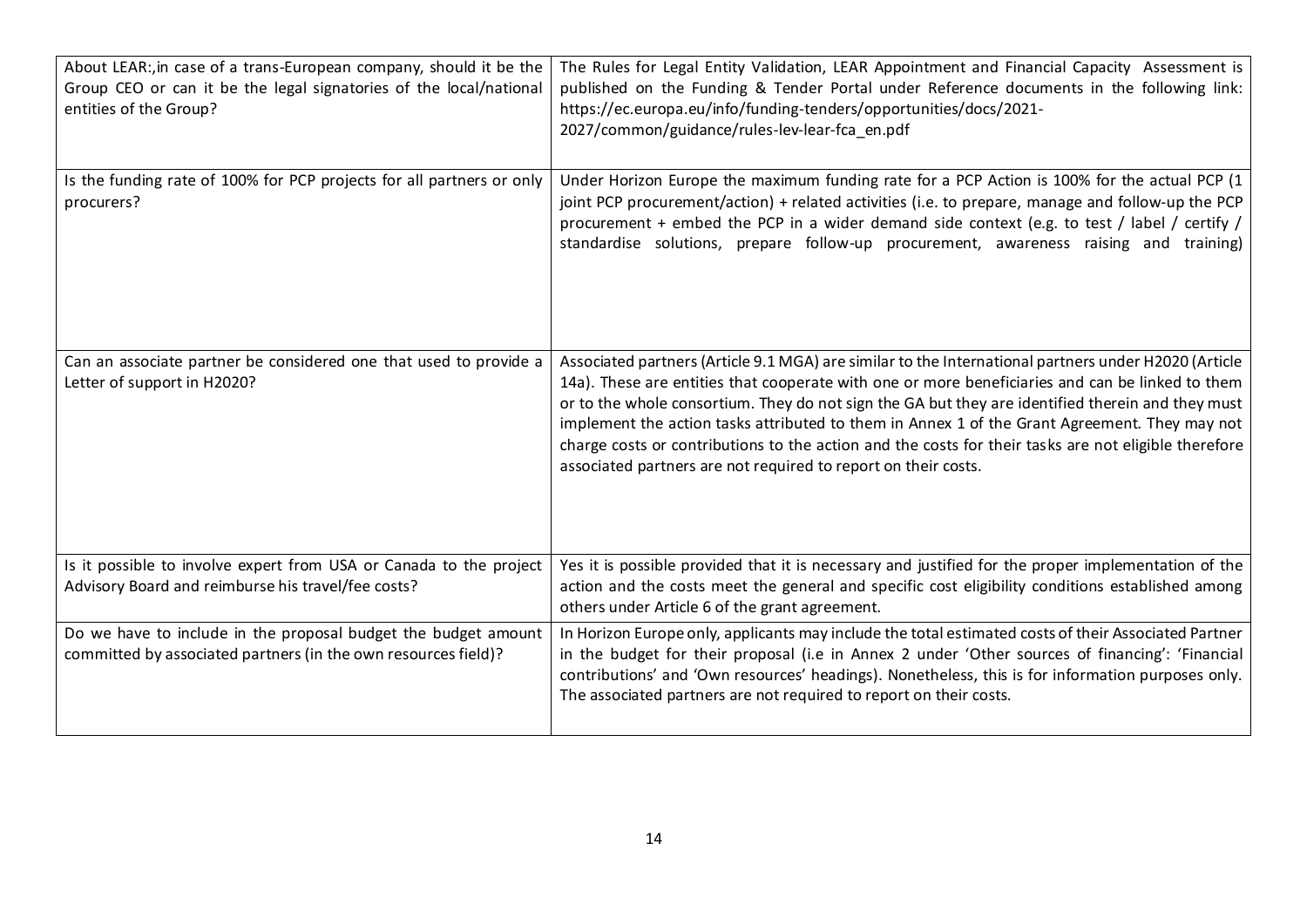| | |
|---|---|
| About LEAR:,in case of a trans-European company, should it be the Group CEO or can it be the legal signatories of the local/national entities of the Group? | The Rules for Legal Entity Validation, LEAR Appointment and Financial Capacity Assessment is published on the Funding & Tender Portal under Reference documents in the following link: https://ec.europa.eu/info/funding-tenders/opportunities/docs/2021-2027/common/guidance/rules-lev-lear-fca_en.pdf |
| Is the funding rate of 100% for PCP projects for all partners or only procurers? | Under Horizon Europe the maximum funding rate for a PCP Action is 100% for the actual PCP (1 joint PCP procurement/action) + related activities (i.e. to prepare, manage and follow-up the PCP procurement + embed the PCP in a wider demand side context (e.g. to test / label / certify / standardise solutions, prepare follow-up procurement, awareness raising and training) |
| Can an associate partner be considered one that used to provide a Letter of support in H2020? | Associated partners (Article 9.1 MGA) are similar to the International partners under H2020 (Article 14a). These are entities that cooperate with one or more beneficiaries and can be linked to them or to the whole consortium. They do not sign the GA but they are identified therein and they must implement the action tasks attributed to them in Annex 1 of the Grant Agreement. They may not charge costs or contributions to the action and the costs for their tasks are not eligible therefore associated partners are not required to report on their costs. |
| Is it possible to involve expert from USA or Canada to the project Advisory Board and reimburse his travel/fee costs? | Yes it is possible provided that it is necessary and justified for the proper implementation of the action and the costs meet the general and specific cost eligibility conditions established among others under Article 6 of the grant agreement. |
| Do we have to include in the proposal budget the budget amount committed by associated partners (in the own resources field)? | In Horizon Europe only, applicants may include the total estimated costs of their Associated Partner in the budget for their proposal (i.e in Annex 2 under 'Other sources of financing': 'Financial contributions' and 'Own resources' headings). Nonetheless, this is for information purposes only. The associated partners are not required to report on their costs. |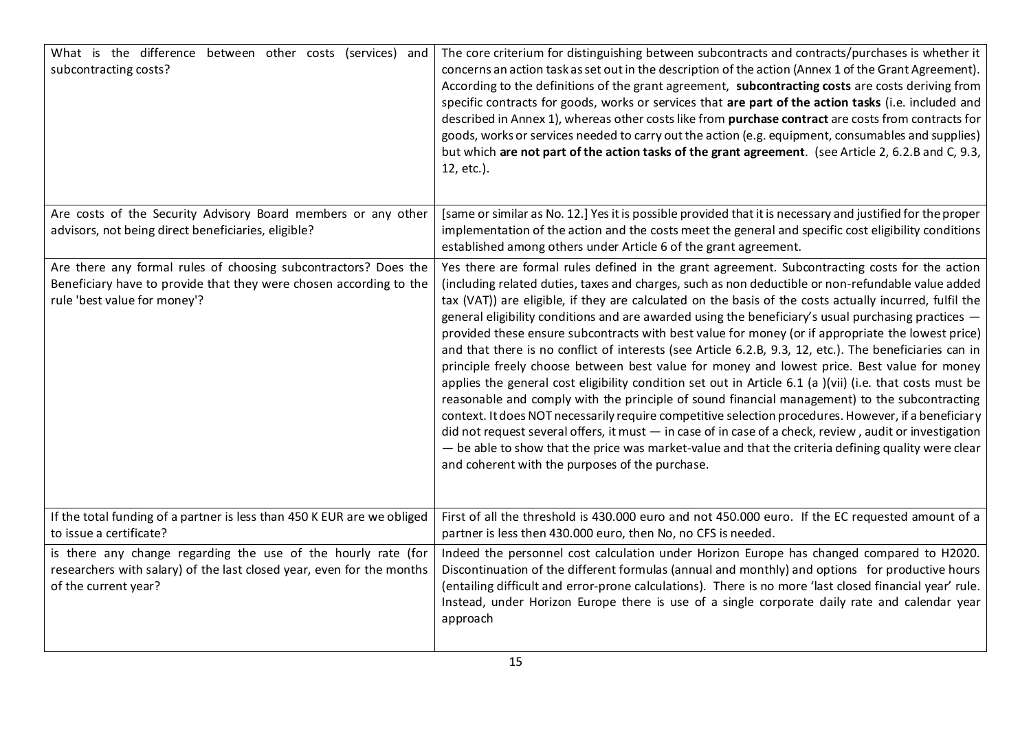| | |
|---|---|
| What is the difference between other costs (services) and subcontracting costs? | The core criterium for distinguishing between subcontracts and contracts/purchases is whether it concerns an action task as set out in the description of the action (Annex 1 of the Grant Agreement). According to the definitions of the grant agreement, **subcontracting costs** are costs deriving from specific contracts for goods, works or services that **are part of the action tasks** (i.e. included and described in Annex 1), whereas other costs like from **purchase contract** are costs from contracts for goods, works or services needed to carry out the action (e.g. equipment, consumables and supplies) but which **are not part of the action tasks of the grant agreement**. (see Article 2, 6.2.B and C, 9.3, 12, etc.). |
| Are costs of the Security Advisory Board members or any other advisors, not being direct beneficiaries, eligible? | [same or similar as No. 12.] Yes it is possible provided that it is necessary and justified for the proper implementation of the action and the costs meet the general and specific cost eligibility conditions established among others under Article 6 of the grant agreement. |
| Are there any formal rules of choosing subcontractors? Does the Beneficiary have to provide that they were chosen according to the rule 'best value for money'? | Yes there are formal rules defined in the grant agreement. Subcontracting costs for the action (including related duties, taxes and charges, such as non deductible or non-refundable value added tax (VAT)) are eligible, if they are calculated on the basis of the costs actually incurred, fulfil the general eligibility conditions and are awarded using the beneficiary's usual purchasing practices — provided these ensure subcontracts with best value for money (or if appropriate the lowest price) and that there is no conflict of interests (see Article 6.2.B, 9.3, 12, etc.). The beneficiaries can in principle freely choose between best value for money and lowest price. Best value for money applies the general cost eligibility condition set out in Article 6.1 (a )(vii) (i.e. that costs must be reasonable and comply with the principle of sound financial management) to the subcontracting context. It does NOT necessarily require competitive selection procedures. However, if a beneficiary did not request several offers, it must — in case of in case of a check, review , audit or investigation — be able to show that the price was market-value and that the criteria defining quality were clear and coherent with the purposes of the purchase. |
| If the total funding of a partner is less than 450 K EUR are we obliged to issue a certificate? | First of all the threshold is 430.000 euro and not 450.000 euro. If the EC requested amount of a partner is less then 430.000 euro, then No, no CFS is needed. |
| is there any change regarding the use of the hourly rate (for researchers with salary) of the last closed year, even for the months of the current year? | Indeed the personnel cost calculation under Horizon Europe has changed compared to H2020. Discontinuation of the different formulas (annual and monthly) and options for productive hours (entailing difficult and error-prone calculations). There is no more 'last closed financial year' rule. Instead, under Horizon Europe there is use of a single corporate daily rate and calendar year approach |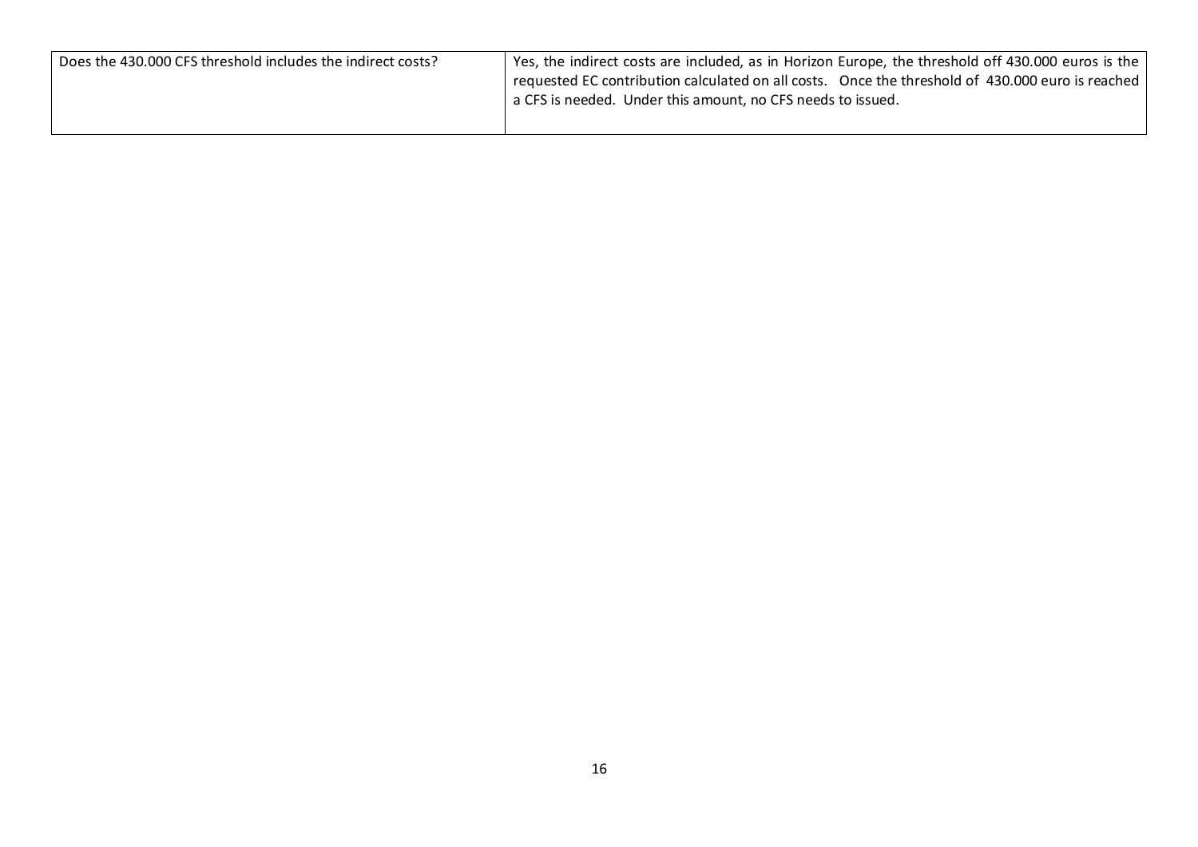| | |
|---|---|
| Does the 430.000 CFS threshold includes the indirect costs? | Yes, the indirect costs are included, as in Horizon Europe, the threshold off 430.000 euros is the requested EC contribution calculated on all costs. Once the threshold of 430.000 euro is reached a CFS is needed. Under this amount, no CFS needs to issued. |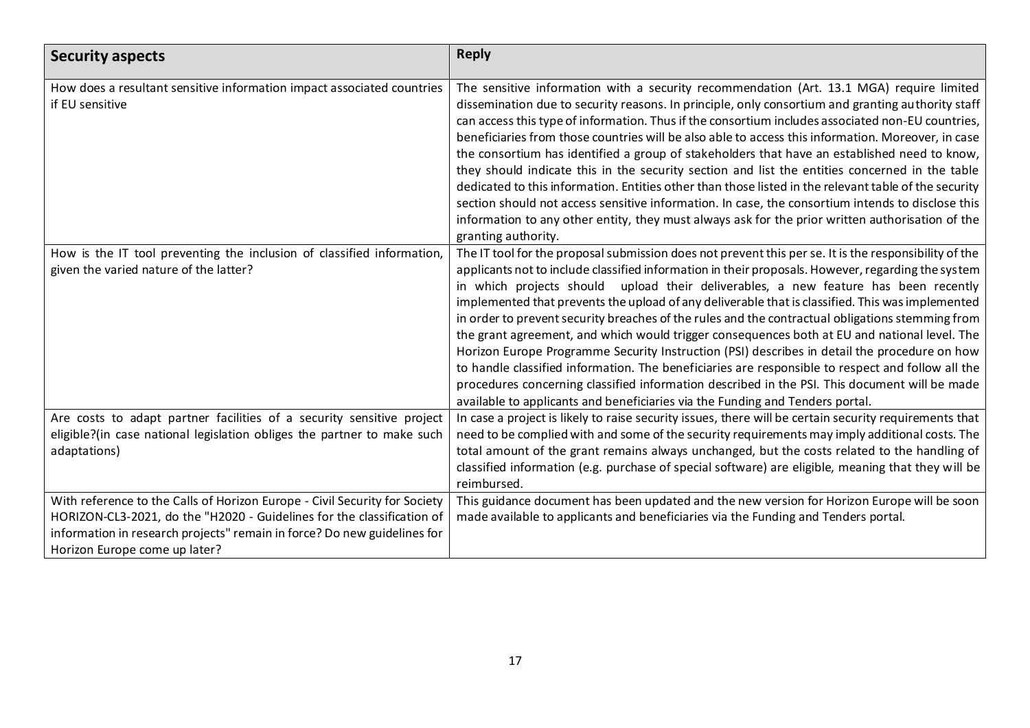| Security aspects | Reply |
| --- | --- |
| How does a resultant sensitive information impact associated countries if EU sensitive | The sensitive information with a security recommendation (Art. 13.1 MGA) require limited dissemination due to security reasons. In principle, only consortium and granting authority staff can access this type of information. Thus if the consortium includes associated non-EU countries, beneficiaries from those countries will be also able to access this information. Moreover, in case the consortium has identified a group of stakeholders that have an established need to know, they should indicate this in the security section and list the entities concerned in the table dedicated to this information. Entities other than those listed in the relevant table of the security section should not access sensitive information. In case, the consortium intends to disclose this information to any other entity, they must always ask for the prior written authorisation of the granting authority. |
| How is the IT tool preventing the inclusion of classified information, given the varied nature of the latter? | The IT tool for the proposal submission does not prevent this per se. It is the responsibility of the applicants not to include classified information in their proposals. However, regarding the system in which projects should upload their deliverables, a new feature has been recently implemented that prevents the upload of any deliverable that is classified. This was implemented in order to prevent security breaches of the rules and the contractual obligations stemming from the grant agreement, and which would trigger consequences both at EU and national level. The Horizon Europe Programme Security Instruction (PSI) describes in detail the procedure on how to handle classified information. The beneficiaries are responsible to respect and follow all the procedures concerning classified information described in the PSI. This document will be made available to applicants and beneficiaries via the Funding and Tenders portal. |
| Are costs to adapt partner facilities of a security sensitive project eligible?(in case national legislation obliges the partner to make such adaptations) | In case a project is likely to raise security issues, there will be certain security requirements that need to be complied with and some of the security requirements may imply additional costs. The total amount of the grant remains always unchanged, but the costs related to the handling of classified information (e.g. purchase of special software) are eligible, meaning that they will be reimbursed. |
| With reference to the Calls of Horizon Europe - Civil Security for Society HORIZON-CL3-2021, do the "H2020 - Guidelines for the classification of information in research projects" remain in force? Do new guidelines for Horizon Europe come up later? | This guidance document has been updated and the new version for Horizon Europe will be soon made available to applicants and beneficiaries via the Funding and Tenders portal. |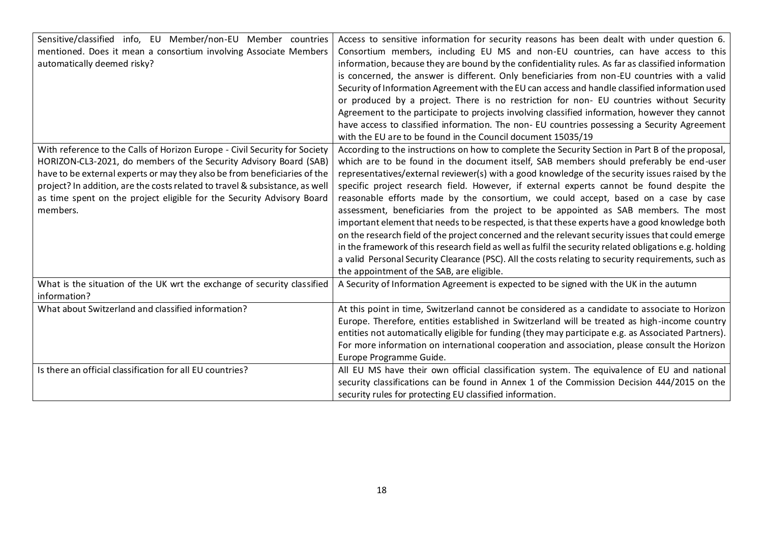| | |
|---|---|
| Sensitive/classified info, EU Member/non-EU Member countries mentioned. Does it mean a consortium involving Associate Members automatically deemed risky? | Access to sensitive information for security reasons has been dealt with under question 6. Consortium members, including EU MS and non-EU countries, can have access to this information, because they are bound by the confidentiality rules. As far as classified information is concerned, the answer is different. Only beneficiaries from non-EU countries with a valid Security of Information Agreement with the EU can access and handle classified information used or produced by a project. There is no restriction for non- EU countries without Security Agreement to the participate to projects involving classified information, however they cannot have access to classified information. The non- EU countries possessing a Security Agreement with the EU are to be found in the Council document 15035/19 |
| With reference to the Calls of Horizon Europe - Civil Security for Society HORIZON-CL3-2021, do members of the Security Advisory Board (SAB) have to be external experts or may they also be from beneficiaries of the project? In addition, are the costs related to travel & subsistance, as well as time spent on the project eligible for the Security Advisory Board members. | According to the instructions on how to complete the Security Section in Part B of the proposal, which are to be found in the document itself, SAB members should preferably be end-user representatives/external reviewer(s) with a good knowledge of the security issues raised by the specific project research field. However, if external experts cannot be found despite the reasonable efforts made by the consortium, we could accept, based on a case by case assessment, beneficiaries from the project to be appointed as SAB members. The most important element that needs to be respected, is that these experts have a good knowledge both on the research field of the project concerned and the relevant security issues that could emerge in the framework of this research field as well as fulfil the security related obligations e.g. holding a valid Personal Security Clearance (PSC). All the costs relating to security requirements, such as the appointment of the SAB, are eligible. |
| What is the situation of the UK wrt the exchange of security classified information? | A Security of Information Agreement is expected to be signed with the UK in the autumn |
| What about Switzerland and classified information? | At this point in time, Switzerland cannot be considered as a candidate to associate to Horizon Europe. Therefore, entities established in Switzerland will be treated as high-income country entities not automatically eligible for funding (they may participate e.g. as Associated Partners). For more information on international cooperation and association, please consult the Horizon Europe Programme Guide. |
| Is there an official classification for all EU countries? | All EU MS have their own official classification system. The equivalence of EU and national security classifications can be found in Annex 1 of the Commission Decision 444/2015 on the security rules for protecting EU classified information. |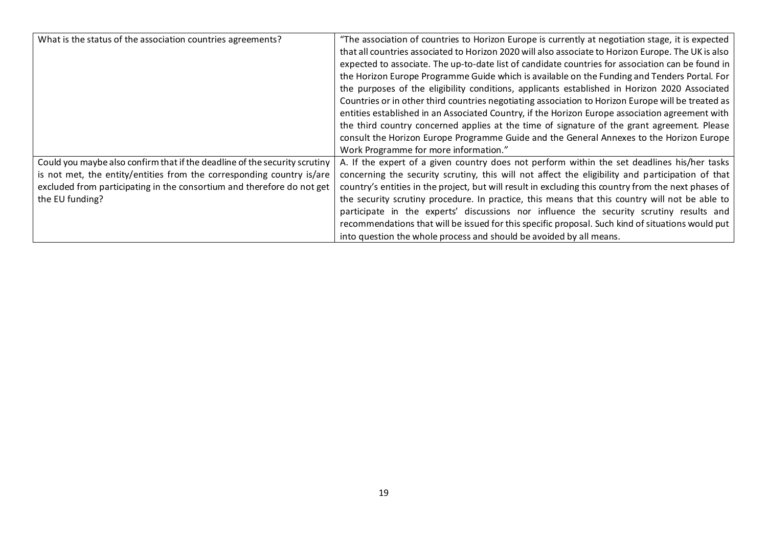| | |
|---|---|
| What is the status of the association countries agreements? | "The association of countries to Horizon Europe is currently at negotiation stage, it is expected that all countries associated to Horizon 2020 will also associate to Horizon Europe. The UK is also expected to associate. The up-to-date list of candidate countries for association can be found in the Horizon Europe Programme Guide which is available on the Funding and Tenders Portal. For the purposes of the eligibility conditions, applicants established in Horizon 2020 Associated Countries or in other third countries negotiating association to Horizon Europe will be treated as entities established in an Associated Country, if the Horizon Europe association agreement with the third country concerned applies at the time of signature of the grant agreement. Please consult the Horizon Europe Programme Guide and the General Annexes to the Horizon Europe Work Programme for more information." |
| Could you maybe also confirm that if the deadline of the security scrutiny is not met, the entity/entities from the corresponding country is/are excluded from participating in the consortium and therefore do not get the EU funding? | A. If the expert of a given country does not perform within the set deadlines his/her tasks concerning the security scrutiny, this will not affect the eligibility and participation of that country's entities in the project, but will result in excluding this country from the next phases of the security scrutiny procedure. In practice, this means that this country will not be able to participate in the experts' discussions nor influence the security scrutiny results and recommendations that will be issued for this specific proposal. Such kind of situations would put into question the whole process and should be avoided by all means. |